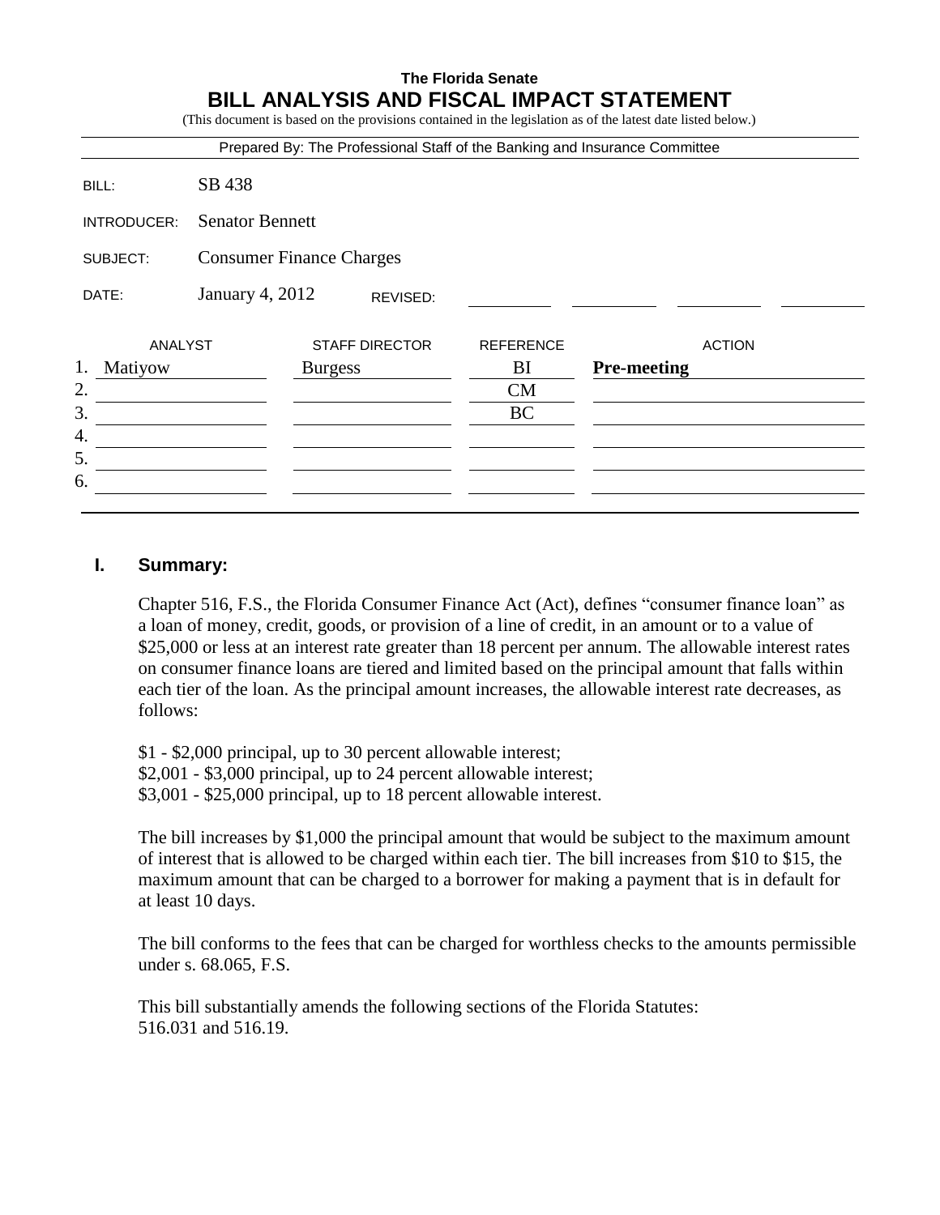**The Florida Senate**

# BILL ANALYSIS AND FISCAL IMPACT STATEMENT

(This document is based on the provisions contained in the legislation as of the latest date listed below.)

Prepared By: The Professional Staff of the Banking and Insurance Committee

| | |
|---|---|
| BILL: | SB 438 |
| INTRODUCER: | Senator Bennett |
| SUBJECT: | Consumer Finance Charges |
| DATE: | January 4, 2012 REVISED: |

| | ANALYST | STAFF DIRECTOR | REFERENCE | ACTION |
|---|---|---|---|---|
| 1. | Matiyow | Burgess | BI | **Pre-meeting** |
| 2. | | | CM | |
| 3. | | | BC | |
| 4. | | | | |
| 5. | | | | |
| 6. | | | | |

## I. Summary:

Chapter 516, F.S., the Florida Consumer Finance Act (Act), defines "consumer finance loan" as a loan of money, credit, goods, or provision of a line of credit, in an amount or to a value of $25,000 or less at an interest rate greater than 18 percent per annum. The allowable interest rates on consumer finance loans are tiered and limited based on the principal amount that falls within each tier of the loan. As the principal amount increases, the allowable interest rate decreases, as follows:

$1 - $2,000 principal, up to 30 percent allowable interest;
$2,001 - $3,000 principal, up to 24 percent allowable interest;
$3,001 - $25,000 principal, up to 18 percent allowable interest.

The bill increases by $1,000 the principal amount that would be subject to the maximum amount of interest that is allowed to be charged within each tier. The bill increases from $10 to $15, the maximum amount that can be charged to a borrower for making a payment that is in default for at least 10 days.

The bill conforms to the fees that can be charged for worthless checks to the amounts permissible under s. 68.065, F.S.

This bill substantially amends the following sections of the Florida Statutes:
516.031 and 516.19.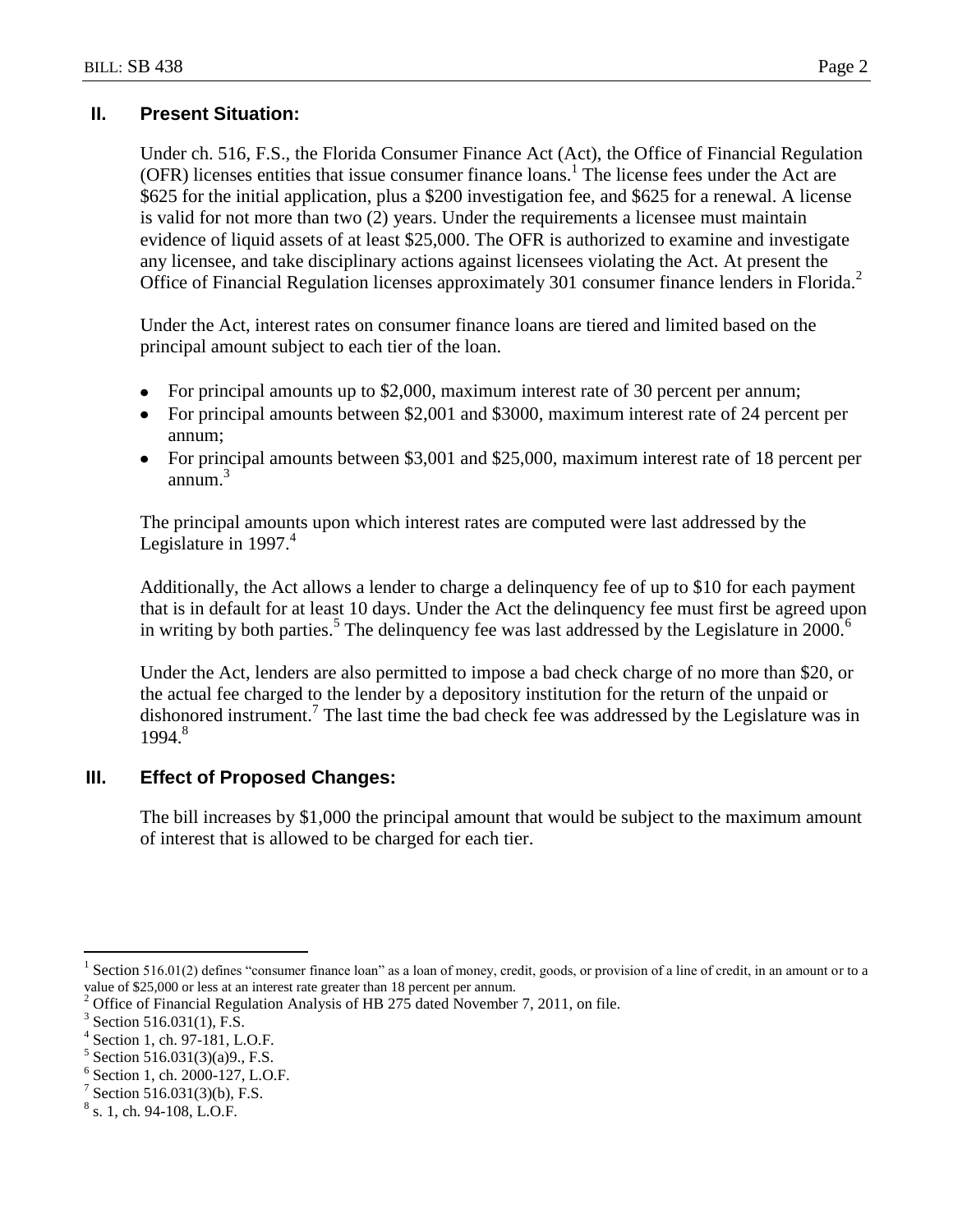## II. Present Situation:

Under ch. 516, F.S., the Florida Consumer Finance Act (Act), the Office of Financial Regulation (OFR) licenses entities that issue consumer finance loans.[1] The license fees under the Act are $625 for the initial application, plus a $200 investigation fee, and $625 for a renewal. A license is valid for not more than two (2) years. Under the requirements a licensee must maintain evidence of liquid assets of at least $25,000. The OFR is authorized to examine and investigate any licensee, and take disciplinary actions against licensees violating the Act. At present the Office of Financial Regulation licenses approximately 301 consumer finance lenders in Florida.[2]

Under the Act, interest rates on consumer finance loans are tiered and limited based on the principal amount subject to each tier of the loan.

- For principal amounts up to $2,000, maximum interest rate of 30 percent per annum;
- For principal amounts between $2,001 and $3000, maximum interest rate of 24 percent per annum;
- For principal amounts between $3,001 and $25,000, maximum interest rate of 18 percent per annum.[3]

The principal amounts upon which interest rates are computed were last addressed by the Legislature in 1997.[4]

Additionally, the Act allows a lender to charge a delinquency fee of up to $10 for each payment that is in default for at least 10 days. Under the Act the delinquency fee must first be agreed upon in writing by both parties.[5] The delinquency fee was last addressed by the Legislature in 2000.[6]

Under the Act, lenders are also permitted to impose a bad check charge of no more than $20, or the actual fee charged to the lender by a depository institution for the return of the unpaid or dishonored instrument.[7] The last time the bad check fee was addressed by the Legislature was in 1994.[8]

## III. Effect of Proposed Changes:

The bill increases by $1,000 the principal amount that would be subject to the maximum amount of interest that is allowed to be charged for each tier.

---

[1] Section 516.01(2) defines "consumer finance loan" as a loan of money, credit, goods, or provision of a line of credit, in an amount or to a value of $25,000 or less at an interest rate greater than 18 percent per annum.

[2] Office of Financial Regulation Analysis of HB 275 dated November 7, 2011, on file.

[3] Section 516.031(1), F.S.

[4] Section 1, ch. 97-181, L.O.F.

[5] Section 516.031(3)(a)9., F.S.

[6] Section 1, ch. 2000-127, L.O.F.

[7] Section 516.031(3)(b), F.S.

[8] s. 1, ch. 94-108, L.O.F.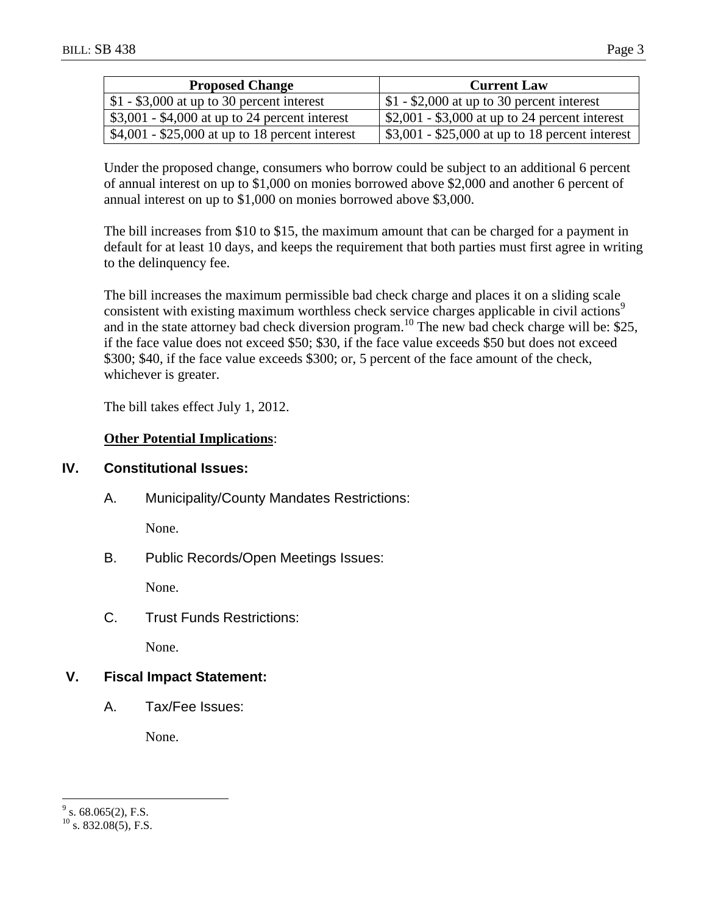| Proposed Change | Current Law |
|---|---|
| $1 - $3,000 at up to 30 percent interest | $1 - $2,000 at up to 30 percent interest |
| $3,001 - $4,000 at up to 24 percent interest | $2,001 - $3,000 at up to 24 percent interest |
| $4,001 - $25,000 at up to 18 percent interest | $3,001 - $25,000 at up to 18 percent interest |

Under the proposed change, consumers who borrow could be subject to an additional 6 percent of annual interest on up to $1,000 on monies borrowed above $2,000 and another 6 percent of annual interest on up to $1,000 on monies borrowed above $3,000.

The bill increases from $10 to $15, the maximum amount that can be charged for a payment in default for at least 10 days, and keeps the requirement that both parties must first agree in writing to the delinquency fee.

The bill increases the maximum permissible bad check charge and places it on a sliding scale consistent with existing maximum worthless check service charges applicable in civil actions[9] and in the state attorney bad check diversion program.[10] The new bad check charge will be: $25, if the face value does not exceed $50; $30, if the face value exceeds $50 but does not exceed $300; $40, if the face value exceeds $300; or, 5 percent of the face amount of the check, whichever is greater.

The bill takes effect July 1, 2012.

**Other Potential Implications**:

## IV. Constitutional Issues:

A. Municipality/County Mandates Restrictions:

None.

B. Public Records/Open Meetings Issues:

None.

C. Trust Funds Restrictions:

None.

## V. Fiscal Impact Statement:

A. Tax/Fee Issues:

None.

---

[9] s. 68.065(2), F.S.

[10] s. 832.08(5), F.S.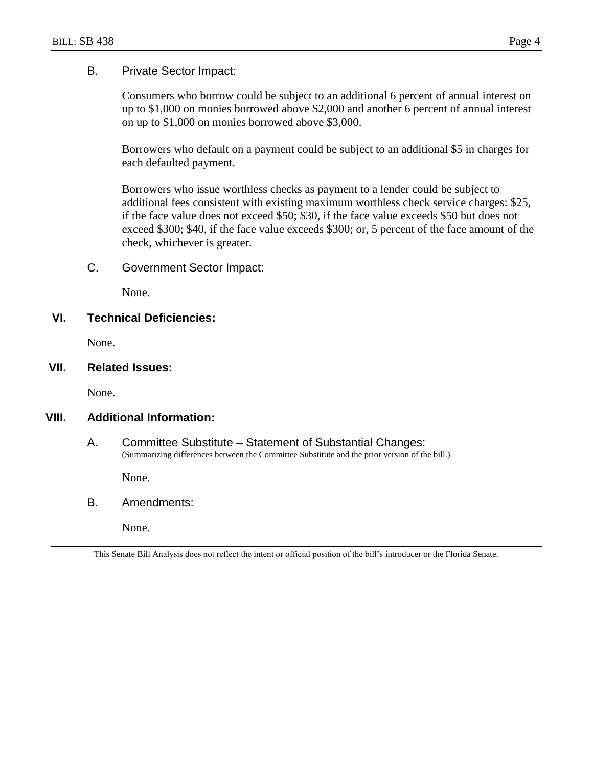### B. Private Sector Impact:

Consumers who borrow could be subject to an additional 6 percent of annual interest on up to $1,000 on monies borrowed above $2,000 and another 6 percent of annual interest on up to $1,000 on monies borrowed above $3,000.

Borrowers who default on a payment could be subject to an additional $5 in charges for each defaulted payment.

Borrowers who issue worthless checks as payment to a lender could be subject to additional fees consistent with existing maximum worthless check service charges: $25, if the face value does not exceed $50; $30, if the face value exceeds $50 but does not exceed $300; $40, if the face value exceeds $300; or, 5 percent of the face amount of the check, whichever is greater.

### C. Government Sector Impact:

None.

## VI. Technical Deficiencies:

None.

## VII. Related Issues:

None.

## VIII. Additional Information:

### A. Committee Substitute – Statement of Substantial Changes:

(Summarizing differences between the Committee Substitute and the prior version of the bill.)

None.

### B. Amendments:

None.

This Senate Bill Analysis does not reflect the intent or official position of the bill's introducer or the Florida Senate.